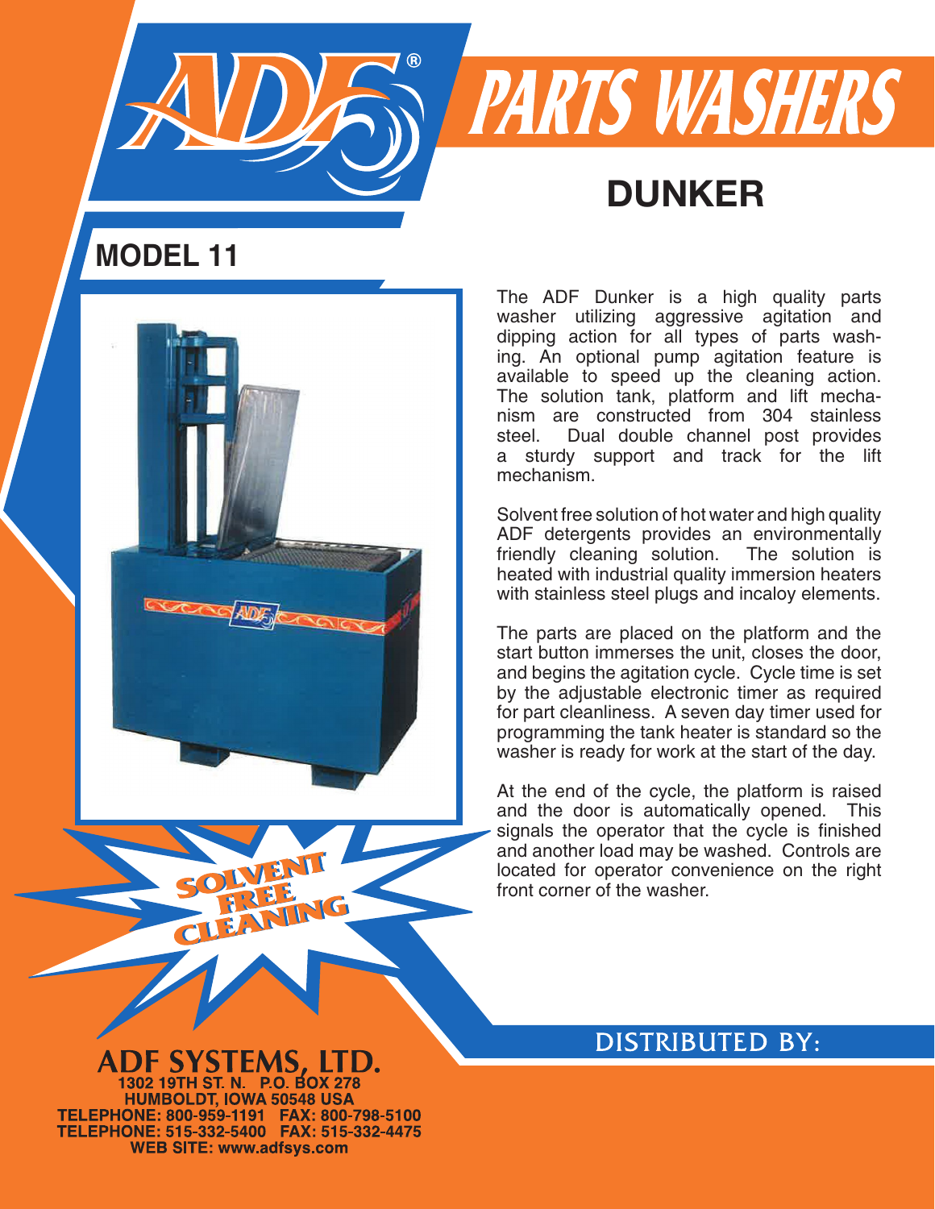# ADF® PARTS WASHERS

## DUNKER

## MODEL 11

The ADF Dunker is a high quality parts washer utilizing aggressive agitation and dipping action for all types of parts washing. An optional pump agitation feature is available to speed up the cleaning action. The solution tank, platform and lift mechanism are constructed from 304 stainless steel. Dual double channel post provides a sturdy support and track for the lift mechanism.

Solvent free solution of hot water and high quality ADF detergents provides an environmentally friendly cleaning solution. The solution is heated with industrial quality immersion heaters with stainless steel plugs and incaloy elements.

The parts are placed on the platform and the start button immerses the unit, closes the door, and begins the agitation cycle. Cycle time is set by the adjustable electronic timer as required for part cleanliness. A seven day timer used for programming the tank heater is standard so the washer is ready for work at the start of the day.

At the end of the cycle, the platform is raised and the door is automatically opened. This signals the operator that the cycle is finished and another load may be washed. Controls are located for operator convenience on the right front corner of the washer.

**SOLVENT FREE CLEANING**

**ADF SYSTEMS, LTD.**
1302 19TH ST. N. P.O. BOX 278
HUMBOLDT, IOWA 50548 USA
TELEPHONE: 800-959-1191 FAX: 800-798-5100
TELEPHONE: 515-332-5400 FAX: 515-332-4475
WEB SITE: www.adfsys.com

DISTRIBUTED BY: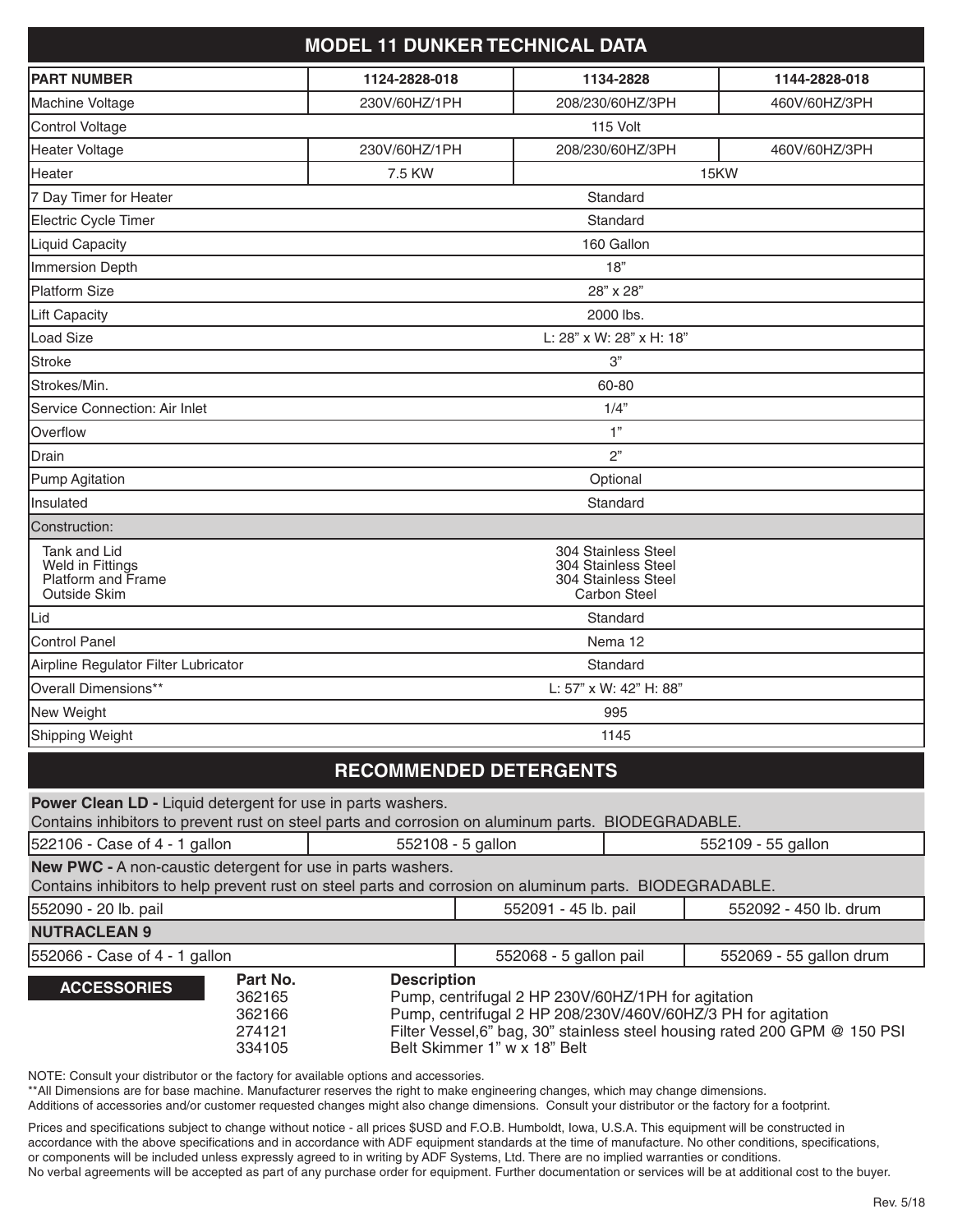## MODEL 11 DUNKER TECHNICAL DATA

| PART NUMBER | 1124-2828-018 | 1134-2828 | 1144-2828-018 |
|---|---|---|---|
| Machine Voltage | 230V/60HZ/1PH | 208/230/60HZ/3PH | 460V/60HZ/3PH |
| Control Voltage | 115 Volt | | |
| Heater Voltage | 230V/60HZ/1PH | 208/230/60HZ/3PH | 460V/60HZ/3PH |
| Heater | 7.5 KW | 15KW | |
| 7 Day Timer for Heater | Standard | | |
| Electric Cycle Timer | Standard | | |
| Liquid Capacity | 160 Gallon | | |
| Immersion Depth | 18" | | |
| Platform Size | 28" x 28" | | |
| Lift Capacity | 2000 lbs. | | |
| Load Size | L: 28" x W: 28" x H: 18" | | |
| Stroke | 3" | | |
| Strokes/Min. | 60-80 | | |
| Service Connection: Air Inlet | 1/4" | | |
| Overflow | 1" | | |
| Drain | 2" | | |
| Pump Agitation | Optional | | |
| Insulated | Standard | | |
| Construction: | | | |
| Tank and Lid<br>Weld in Fittings<br>Platform and Frame<br>Outside Skim | 304 Stainless Steel<br>304 Stainless Steel<br>304 Stainless Steel<br>Carbon Steel | | |
| Lid | Standard | | |
| Control Panel | Nema 12 | | |
| Airpline Regulator Filter Lubricator | Standard | | |
| Overall Dimensions** | L: 57" x W: 42" H: 88" | | |
| New Weight | 995 | | |
| Shipping Weight | 1145 | | |

## RECOMMENDED DETERGENTS

**Power Clean LD -** Liquid detergent for use in parts washers.
Contains inhibitors to prevent rust on steel parts and corrosion on aluminum parts. BIODEGRADABLE.

| | | |
|---|---|---|
| 522106 - Case of 4 - 1 gallon | 552108 - 5 gallon | 552109 - 55 gallon |

**New PWC -** A non-caustic detergent for use in parts washers.
Contains inhibitors to help prevent rust on steel parts and corrosion on aluminum parts. BIODEGRADABLE.

| | | |
|---|---|---|
| 552090 - 20 lb. pail | 552091 - 45 lb. pail | 552092 - 450 lb. drum |

**NUTRACLEAN 9**

| | | |
|---|---|---|
| 552066 - Case of 4 - 1 gallon | 552068 - 5 gallon pail | 552069 - 55 gallon drum |

**ACCESSORIES**

| Part No. | Description |
|---|---|
| 362165 | Pump, centrifugal 2 HP 230V/60HZ/1PH for agitation |
| 362166 | Pump, centrifugal 2 HP 208/230V/460V/60HZ/3 PH for agitation |
| 274121 | Filter Vessel,6" bag, 30" stainless steel housing rated 200 GPM @ 150 PSI |
| 334105 | Belt Skimmer 1" w x 18" Belt |

NOTE: Consult your distributor or the factory for available options and accessories.
**All Dimensions are for base machine. Manufacturer reserves the right to make engineering changes, which may change dimensions.
Additions of accessories and/or customer requested changes might also change dimensions. Consult your distributor or the factory for a footprint.

Prices and specifications subject to change without notice - all prices $USD and F.O.B. Humboldt, Iowa, U.S.A. This equipment will be constructed in accordance with the above specifications and in accordance with ADF equipment standards at the time of manufacture. No other conditions, specifications, or components will be included unless expressly agreed to in writing by ADF Systems, Ltd. There are no implied warranties or conditions.
No verbal agreements will be accepted as part of any purchase order for equipment. Further documentation or services will be at additional cost to the buyer.

Rev. 5/18